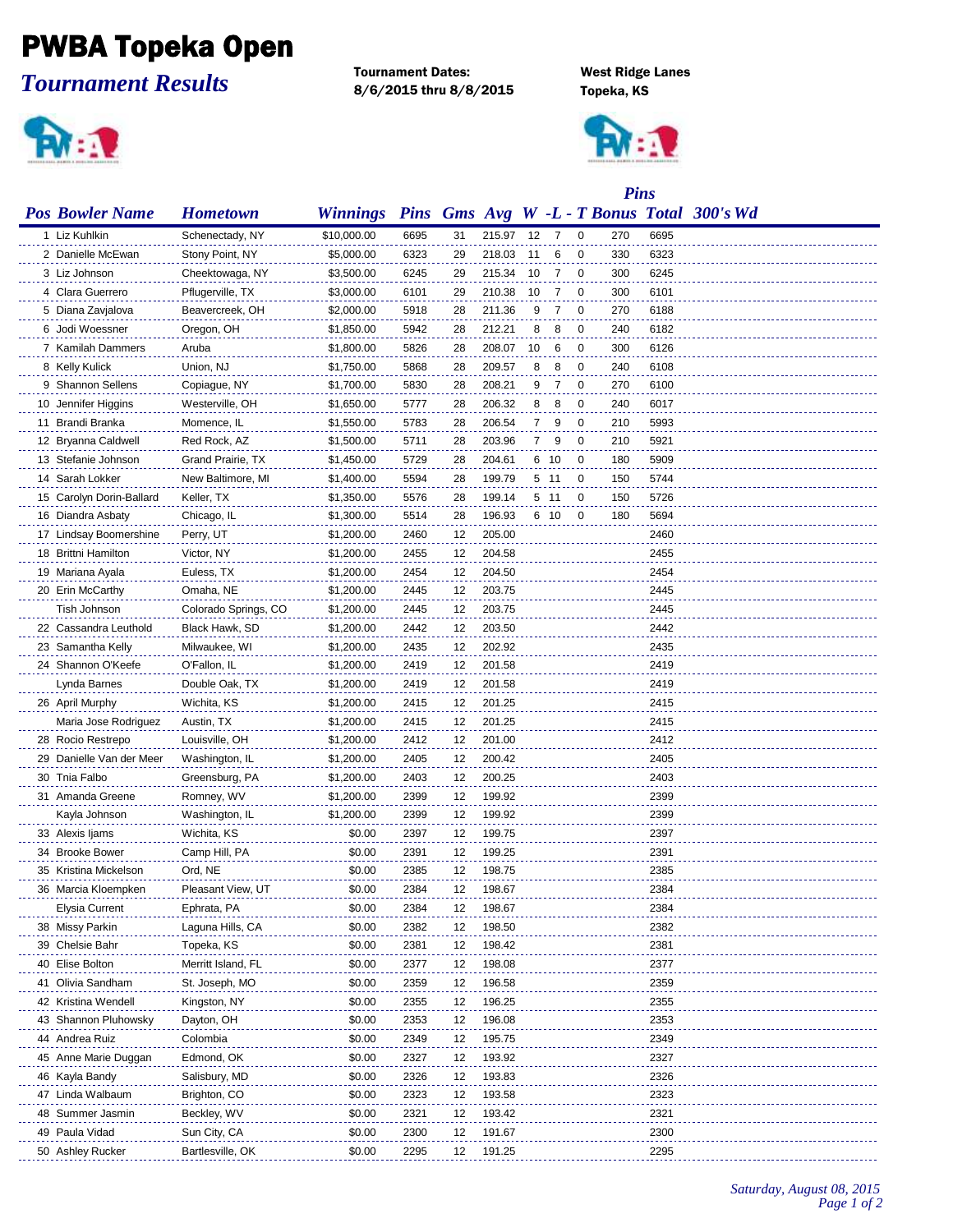# PWBA Topeka Open

## *Tournament Results*

**Tournament Dates:**
**8/6/2015 thru 8/8/2015**

**West Ridge Lanes**
**Topeka, KS**

| Pos | Bowler Name | Hometown | Winnings | Pins | Gms | Avg | W | L | T | Bonus Pins | Total | 300's Wd |
|---|---|---|---|---|---|---|---|---|---|---|---|---|
| 1 | Liz Kuhlkin | Schenectady, NY | $10,000.00 | 6695 | 31 | 215.97 | 12 | 7 | 0 | 270 | 6695 | |
| 2 | Danielle McEwan | Stony Point, NY | $5,000.00 | 6323 | 29 | 218.03 | 11 | 6 | 0 | 330 | 6323 | |
| 3 | Liz Johnson | Cheektowaga, NY | $3,500.00 | 6245 | 29 | 215.34 | 10 | 7 | 0 | 300 | 6245 | |
| 4 | Clara Guerrero | Pflugerville, TX | $3,000.00 | 6101 | 29 | 210.38 | 10 | 7 | 0 | 300 | 6101 | |
| 5 | Diana Zavjalova | Beavercreek, OH | $2,000.00 | 5918 | 28 | 211.36 | 9 | 7 | 0 | 270 | 6188 | |
| 6 | Jodi Woessner | Oregon, OH | $1,850.00 | 5942 | 28 | 212.21 | 8 | 8 | 0 | 240 | 6182 | |
| 7 | Kamilah Dammers | Aruba | $1,800.00 | 5826 | 28 | 208.07 | 10 | 6 | 0 | 300 | 6126 | |
| 8 | Kelly Kulick | Union, NJ | $1,750.00 | 5868 | 28 | 209.57 | 8 | 8 | 0 | 240 | 6108 | |
| 9 | Shannon Sellens | Copiague, NY | $1,700.00 | 5830 | 28 | 208.21 | 9 | 7 | 0 | 270 | 6100 | |
| 10 | Jennifer Higgins | Westerville, OH | $1,650.00 | 5777 | 28 | 206.32 | 8 | 8 | 0 | 240 | 6017 | |
| 11 | Brandi Branka | Momence, IL | $1,550.00 | 5783 | 28 | 206.54 | 7 | 9 | 0 | 210 | 5993 | |
| 12 | Bryanna Caldwell | Red Rock, AZ | $1,500.00 | 5711 | 28 | 203.96 | 7 | 9 | 0 | 210 | 5921 | |
| 13 | Stefanie Johnson | Grand Prairie, TX | $1,450.00 | 5729 | 28 | 204.61 | 6 | 10 | 0 | 180 | 5909 | |
| 14 | Sarah Lokker | New Baltimore, MI | $1,400.00 | 5594 | 28 | 199.79 | 5 | 11 | 0 | 150 | 5744 | |
| 15 | Carolyn Dorin-Ballard | Keller, TX | $1,350.00 | 5576 | 28 | 199.14 | 5 | 11 | 0 | 150 | 5726 | |
| 16 | Diandra Asbaty | Chicago, IL | $1,300.00 | 5514 | 28 | 196.93 | 6 | 10 | 0 | 180 | 5694 | |
| 17 | Lindsay Boomershine | Perry, UT | $1,200.00 | 2460 | 12 | 205.00 | | | | | 2460 | |
| 18 | Brittni Hamilton | Victor, NY | $1,200.00 | 2455 | 12 | 204.58 | | | | | 2455 | |
| 19 | Mariana Ayala | Euless, TX | $1,200.00 | 2454 | 12 | 204.50 | | | | | 2454 | |
| 20 | Erin McCarthy | Omaha, NE | $1,200.00 | 2445 | 12 | 203.75 | | | | | 2445 | |
| | Tish Johnson | Colorado Springs, CO | $1,200.00 | 2445 | 12 | 203.75 | | | | | 2445 | |
| 22 | Cassandra Leuthold | Black Hawk, SD | $1,200.00 | 2442 | 12 | 203.50 | | | | | 2442 | |
| 23 | Samantha Kelly | Milwaukee, WI | $1,200.00 | 2435 | 12 | 202.92 | | | | | 2435 | |
| 24 | Shannon O'Keefe | O'Fallon, IL | $1,200.00 | 2419 | 12 | 201.58 | | | | | 2419 | |
| | Lynda Barnes | Double Oak, TX | $1,200.00 | 2419 | 12 | 201.58 | | | | | 2419 | |
| 26 | April Murphy | Wichita, KS | $1,200.00 | 2415 | 12 | 201.25 | | | | | 2415 | |
| | Maria Jose Rodriguez | Austin, TX | $1,200.00 | 2415 | 12 | 201.25 | | | | | 2415 | |
| 28 | Rocio Restrepo | Louisville, OH | $1,200.00 | 2412 | 12 | 201.00 | | | | | 2412 | |
| 29 | Danielle Van der Meer | Washington, IL | $1,200.00 | 2405 | 12 | 200.42 | | | | | 2405 | |
| 30 | Tnia Falbo | Greensburg, PA | $1,200.00 | 2403 | 12 | 200.25 | | | | | 2403 | |
| 31 | Amanda Greene | Romney, WV | $1,200.00 | 2399 | 12 | 199.92 | | | | | 2399 | |
| | Kayla Johnson | Washington, IL | $1,200.00 | 2399 | 12 | 199.92 | | | | | 2399 | |
| 33 | Alexis Ijams | Wichita, KS | $0.00 | 2397 | 12 | 199.75 | | | | | 2397 | |
| 34 | Brooke Bower | Camp Hill, PA | $0.00 | 2391 | 12 | 199.25 | | | | | 2391 | |
| 35 | Kristina Mickelson | Ord, NE | $0.00 | 2385 | 12 | 198.75 | | | | | 2385 | |
| 36 | Marcia Kloempken | Pleasant View, UT | $0.00 | 2384 | 12 | 198.67 | | | | | 2384 | |
| | Elysia Current | Ephrata, PA | $0.00 | 2384 | 12 | 198.67 | | | | | 2384 | |
| 38 | Missy Parkin | Laguna Hills, CA | $0.00 | 2382 | 12 | 198.50 | | | | | 2382 | |
| 39 | Chelsie Bahr | Topeka, KS | $0.00 | 2381 | 12 | 198.42 | | | | | 2381 | |
| 40 | Elise Bolton | Merritt Island, FL | $0.00 | 2377 | 12 | 198.08 | | | | | 2377 | |
| 41 | Olivia Sandham | St. Joseph, MO | $0.00 | 2359 | 12 | 196.58 | | | | | 2359 | |
| 42 | Kristina Wendell | Kingston, NY | $0.00 | 2355 | 12 | 196.25 | | | | | 2355 | |
| 43 | Shannon Pluhowsky | Dayton, OH | $0.00 | 2353 | 12 | 196.08 | | | | | 2353 | |
| 44 | Andrea Ruiz | Colombia | $0.00 | 2349 | 12 | 195.75 | | | | | 2349 | |
| 45 | Anne Marie Duggan | Edmond, OK | $0.00 | 2327 | 12 | 193.92 | | | | | 2327 | |
| 46 | Kayla Bandy | Salisbury, MD | $0.00 | 2326 | 12 | 193.83 | | | | | 2326 | |
| 47 | Linda Walbaum | Brighton, CO | $0.00 | 2323 | 12 | 193.58 | | | | | 2323 | |
| 48 | Summer Jasmin | Beckley, WV | $0.00 | 2321 | 12 | 193.42 | | | | | 2321 | |
| 49 | Paula Vidad | Sun City, CA | $0.00 | 2300 | 12 | 191.67 | | | | | 2300 | |
| 50 | Ashley Rucker | Bartlesville, OK | $0.00 | 2295 | 12 | 191.25 | | | | | 2295 | |

*Saturday, August 08, 2015*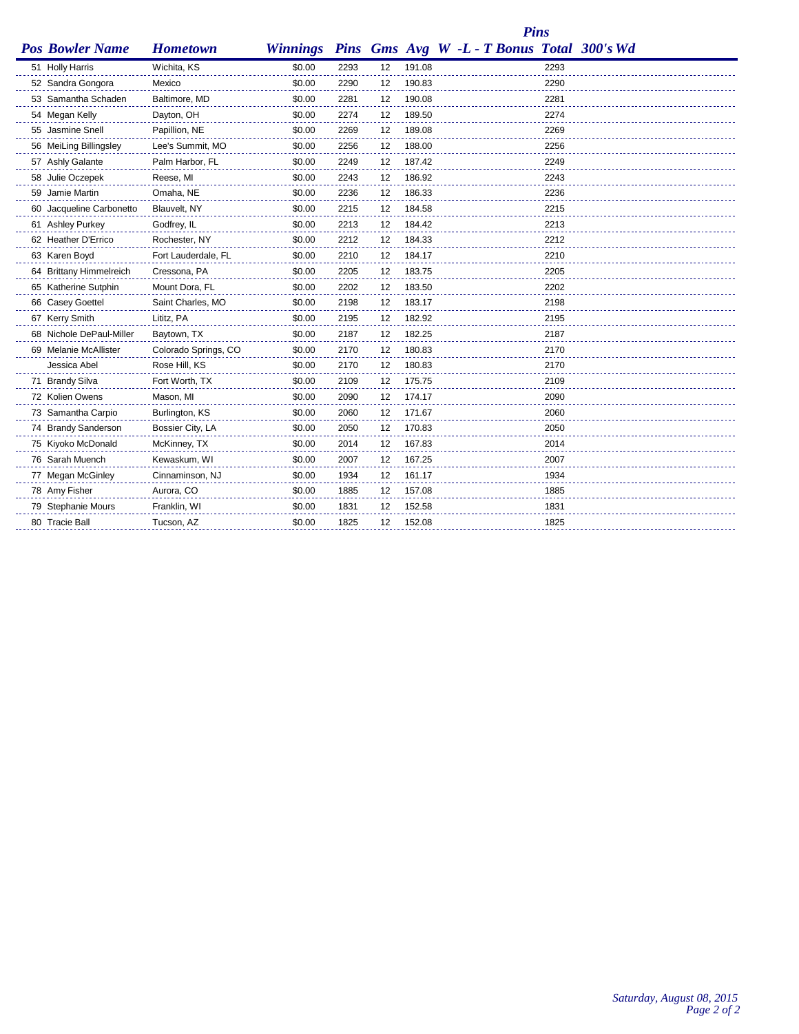| Pos | Bowler Name | Hometown | Winnings | Pins | Gms | Avg | W -L - T | Bonus | Pins Total | 300's | Wd |
|---|---|---|---|---|---|---|---|---|---|---|---|
| 51 | Holly Harris | Wichita, KS | $0.00 | 2293 | 12 | 191.08 | | | 2293 | | |
| 52 | Sandra Gongora | Mexico | $0.00 | 2290 | 12 | 190.83 | | | 2290 | | |
| 53 | Samantha Schaden | Baltimore, MD | $0.00 | 2281 | 12 | 190.08 | | | 2281 | | |
| 54 | Megan Kelly | Dayton, OH | $0.00 | 2274 | 12 | 189.50 | | | 2274 | | |
| 55 | Jasmine Snell | Papillion, NE | $0.00 | 2269 | 12 | 189.08 | | | 2269 | | |
| 56 | MeiLing Billingsley | Lee's Summit, MO | $0.00 | 2256 | 12 | 188.00 | | | 2256 | | |
| 57 | Ashly Galante | Palm Harbor, FL | $0.00 | 2249 | 12 | 187.42 | | | 2249 | | |
| 58 | Julie Oczepek | Reese, MI | $0.00 | 2243 | 12 | 186.92 | | | 2243 | | |
| 59 | Jamie Martin | Omaha, NE | $0.00 | 2236 | 12 | 186.33 | | | 2236 | | |
| 60 | Jacqueline Carbonetto | Blauvelt, NY | $0.00 | 2215 | 12 | 184.58 | | | 2215 | | |
| 61 | Ashley Purkey | Godfrey, IL | $0.00 | 2213 | 12 | 184.42 | | | 2213 | | |
| 62 | Heather D'Errico | Rochester, NY | $0.00 | 2212 | 12 | 184.33 | | | 2212 | | |
| 63 | Karen Boyd | Fort Lauderdale, FL | $0.00 | 2210 | 12 | 184.17 | | | 2210 | | |
| 64 | Brittany Himmelreich | Cressona, PA | $0.00 | 2205 | 12 | 183.75 | | | 2205 | | |
| 65 | Katherine Sutphin | Mount Dora, FL | $0.00 | 2202 | 12 | 183.50 | | | 2202 | | |
| 66 | Casey Goettel | Saint Charles, MO | $0.00 | 2198 | 12 | 183.17 | | | 2198 | | |
| 67 | Kerry Smith | Lititz, PA | $0.00 | 2195 | 12 | 182.92 | | | 2195 | | |
| 68 | Nichole DePaul-Miller | Baytown, TX | $0.00 | 2187 | 12 | 182.25 | | | 2187 | | |
| 69 | Melanie McAllister | Colorado Springs, CO | $0.00 | 2170 | 12 | 180.83 | | | 2170 | | |
| | Jessica Abel | Rose Hill, KS | $0.00 | 2170 | 12 | 180.83 | | | 2170 | | |
| 71 | Brandy Silva | Fort Worth, TX | $0.00 | 2109 | 12 | 175.75 | | | 2109 | | |
| 72 | Kolien Owens | Mason, MI | $0.00 | 2090 | 12 | 174.17 | | | 2090 | | |
| 73 | Samantha Carpio | Burlington, KS | $0.00 | 2060 | 12 | 171.67 | | | 2060 | | |
| 74 | Brandy Sanderson | Bossier City, LA | $0.00 | 2050 | 12 | 170.83 | | | 2050 | | |
| 75 | Kiyoko McDonald | McKinney, TX | $0.00 | 2014 | 12 | 167.83 | | | 2014 | | |
| 76 | Sarah Muench | Kewaskum, WI | $0.00 | 2007 | 12 | 167.25 | | | 2007 | | |
| 77 | Megan McGinley | Cinnaminson, NJ | $0.00 | 1934 | 12 | 161.17 | | | 1934 | | |
| 78 | Amy Fisher | Aurora, CO | $0.00 | 1885 | 12 | 157.08 | | | 1885 | | |
| 79 | Stephanie Mours | Franklin, WI | $0.00 | 1831 | 12 | 152.58 | | | 1831 | | |
| 80 | Tracie Ball | Tucson, AZ | $0.00 | 1825 | 12 | 152.08 | | | 1825 | | |

*Saturday, August 08, 2015*